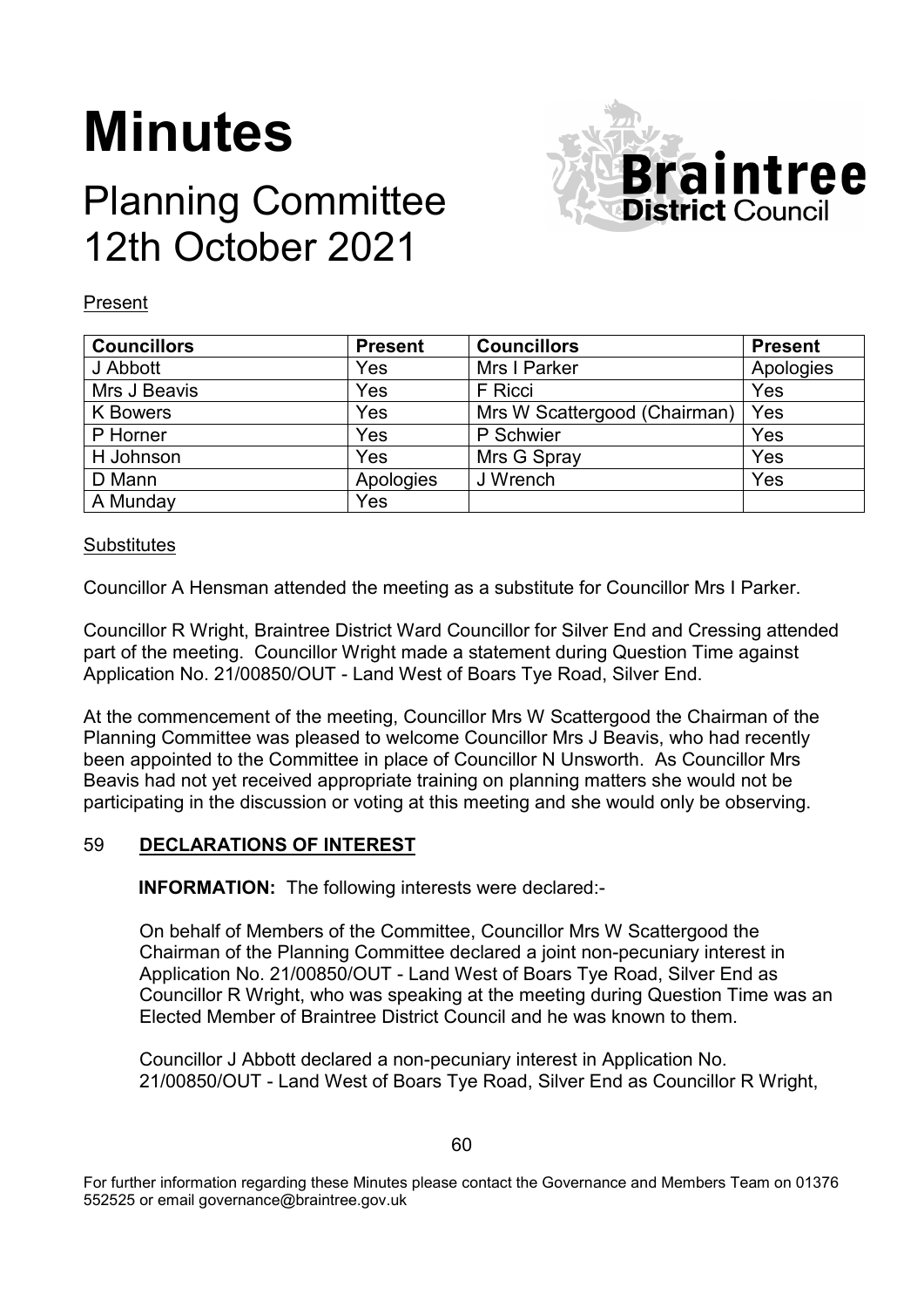# Minutes

## Planning Committee
## 12th October 2021

Present

| Councillors | Present | Councillors | Present |
|---|---|---|---|
| J Abbott | Yes | Mrs I Parker | Apologies |
| Mrs J Beavis | Yes | F Ricci | Yes |
| K Bowers | Yes | Mrs W Scattergood (Chairman) | Yes |
| P Horner | Yes | P Schwier | Yes |
| H Johnson | Yes | Mrs G Spray | Yes |
| D Mann | Apologies | J Wrench | Yes |
| A Munday | Yes | | |

Substitutes

Councillor A Hensman attended the meeting as a substitute for Councillor Mrs I Parker.

Councillor R Wright, Braintree District Ward Councillor for Silver End and Cressing attended part of the meeting. Councillor Wright made a statement during Question Time against Application No. 21/00850/OUT - Land West of Boars Tye Road, Silver End.

At the commencement of the meeting, Councillor Mrs W Scattergood the Chairman of the Planning Committee was pleased to welcome Councillor Mrs J Beavis, who had recently been appointed to the Committee in place of Councillor N Unsworth. As Councillor Mrs Beavis had not yet received appropriate training on planning matters she would not be participating in the discussion or voting at this meeting and she would only be observing.

### 59 DECLARATIONS OF INTEREST

**INFORMATION:** The following interests were declared:-

On behalf of Members of the Committee, Councillor Mrs W Scattergood the Chairman of the Planning Committee declared a joint non-pecuniary interest in Application No. 21/00850/OUT - Land West of Boars Tye Road, Silver End as Councillor R Wright, who was speaking at the meeting during Question Time was an Elected Member of Braintree District Council and he was known to them.

Councillor J Abbott declared a non-pecuniary interest in Application No. 21/00850/OUT - Land West of Boars Tye Road, Silver End as Councillor R Wright,

For further information regarding these Minutes please contact the Governance and Members Team on 01376 552525 or email governance@braintree.gov.uk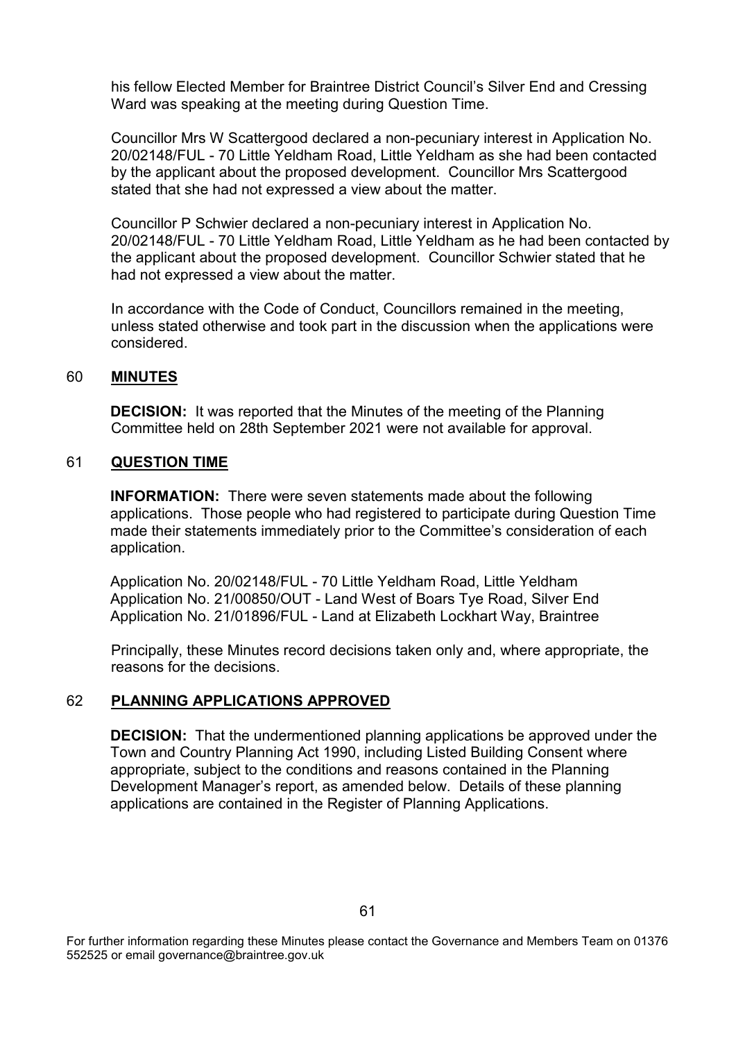his fellow Elected Member for Braintree District Council's Silver End and Cressing Ward was speaking at the meeting during Question Time.

Councillor Mrs W Scattergood declared a non-pecuniary interest in Application No. 20/02148/FUL - 70 Little Yeldham Road, Little Yeldham as she had been contacted by the applicant about the proposed development. Councillor Mrs Scattergood stated that she had not expressed a view about the matter.

Councillor P Schwier declared a non-pecuniary interest in Application No. 20/02148/FUL - 70 Little Yeldham Road, Little Yeldham as he had been contacted by the applicant about the proposed development. Councillor Schwier stated that he had not expressed a view about the matter.

In accordance with the Code of Conduct, Councillors remained in the meeting, unless stated otherwise and took part in the discussion when the applications were considered.

## 60 MINUTES

**DECISION:** It was reported that the Minutes of the meeting of the Planning Committee held on 28th September 2021 were not available for approval.

## 61 QUESTION TIME

**INFORMATION:** There were seven statements made about the following applications. Those people who had registered to participate during Question Time made their statements immediately prior to the Committee's consideration of each application.

Application No. 20/02148/FUL - 70 Little Yeldham Road, Little Yeldham
Application No. 21/00850/OUT - Land West of Boars Tye Road, Silver End
Application No. 21/01896/FUL - Land at Elizabeth Lockhart Way, Braintree

Principally, these Minutes record decisions taken only and, where appropriate, the reasons for the decisions.

## 62 PLANNING APPLICATIONS APPROVED

**DECISION:** That the undermentioned planning applications be approved under the Town and Country Planning Act 1990, including Listed Building Consent where appropriate, subject to the conditions and reasons contained in the Planning Development Manager's report, as amended below. Details of these planning applications are contained in the Register of Planning Applications.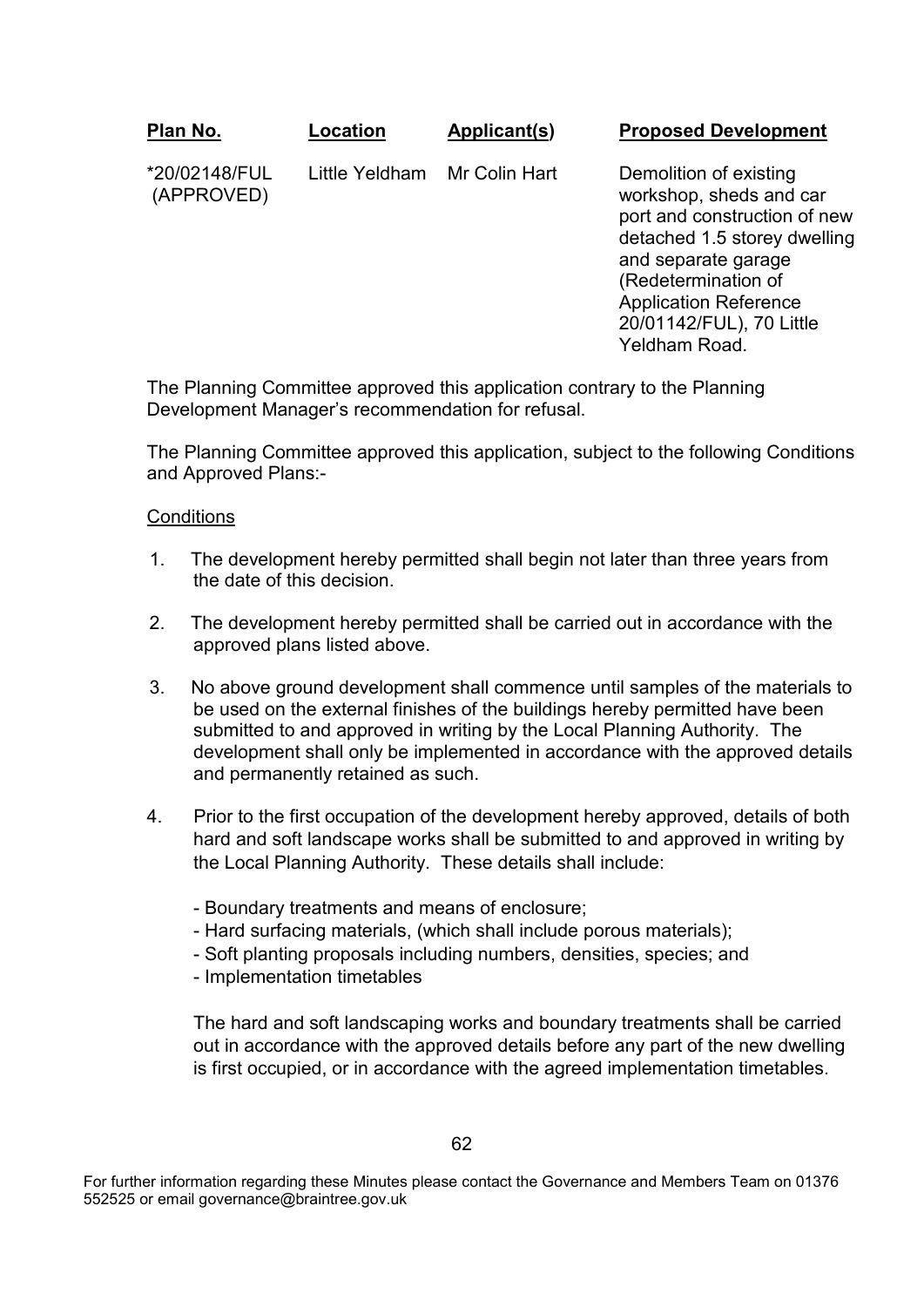| Plan No. | Location | Applicant(s) | Proposed Development |
| --- | --- | --- | --- |
| *20/02148/FUL (APPROVED) | Little Yeldham | Mr Colin Hart | Demolition of existing workshop, sheds and car port and construction of new detached 1.5 storey dwelling and separate garage (Redetermination of Application Reference 20/01142/FUL), 70 Little Yeldham Road. |

The Planning Committee approved this application contrary to the Planning Development Manager's recommendation for refusal.

The Planning Committee approved this application, subject to the following Conditions and Approved Plans:-

Conditions

1. The development hereby permitted shall begin not later than three years from the date of this decision.

2. The development hereby permitted shall be carried out in accordance with the approved plans listed above.

3. No above ground development shall commence until samples of the materials to be used on the external finishes of the buildings hereby permitted have been submitted to and approved in writing by the Local Planning Authority. The development shall only be implemented in accordance with the approved details and permanently retained as such.

4. Prior to the first occupation of the development hereby approved, details of both hard and soft landscape works shall be submitted to and approved in writing by the Local Planning Authority. These details shall include:

   - Boundary treatments and means of enclosure;
   - Hard surfacing materials, (which shall include porous materials);
   - Soft planting proposals including numbers, densities, species; and
   - Implementation timetables

   The hard and soft landscaping works and boundary treatments shall be carried out in accordance with the approved details before any part of the new dwelling is first occupied, or in accordance with the agreed implementation timetables.

For further information regarding these Minutes please contact the Governance and Members Team on 01376 552525 or email governance@braintree.gov.uk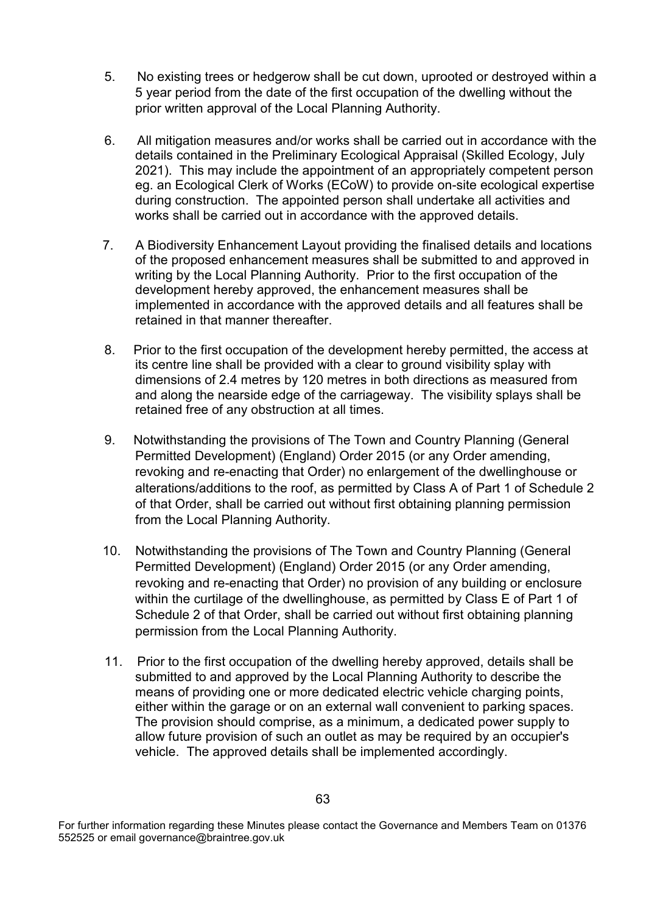5. No existing trees or hedgerow shall be cut down, uprooted or destroyed within a 5 year period from the date of the first occupation of the dwelling without the prior written approval of the Local Planning Authority.

6. All mitigation measures and/or works shall be carried out in accordance with the details contained in the Preliminary Ecological Appraisal (Skilled Ecology, July 2021). This may include the appointment of an appropriately competent person eg. an Ecological Clerk of Works (ECoW) to provide on-site ecological expertise during construction. The appointed person shall undertake all activities and works shall be carried out in accordance with the approved details.

7. A Biodiversity Enhancement Layout providing the finalised details and locations of the proposed enhancement measures shall be submitted to and approved in writing by the Local Planning Authority. Prior to the first occupation of the development hereby approved, the enhancement measures shall be implemented in accordance with the approved details and all features shall be retained in that manner thereafter.

8. Prior to the first occupation of the development hereby permitted, the access at its centre line shall be provided with a clear to ground visibility splay with dimensions of 2.4 metres by 120 metres in both directions as measured from and along the nearside edge of the carriageway. The visibility splays shall be retained free of any obstruction at all times.

9. Notwithstanding the provisions of The Town and Country Planning (General Permitted Development) (England) Order 2015 (or any Order amending, revoking and re-enacting that Order) no enlargement of the dwellinghouse or alterations/additions to the roof, as permitted by Class A of Part 1 of Schedule 2 of that Order, shall be carried out without first obtaining planning permission from the Local Planning Authority.

10. Notwithstanding the provisions of The Town and Country Planning (General Permitted Development) (England) Order 2015 (or any Order amending, revoking and re-enacting that Order) no provision of any building or enclosure within the curtilage of the dwellinghouse, as permitted by Class E of Part 1 of Schedule 2 of that Order, shall be carried out without first obtaining planning permission from the Local Planning Authority.

11. Prior to the first occupation of the dwelling hereby approved, details shall be submitted to and approved by the Local Planning Authority to describe the means of providing one or more dedicated electric vehicle charging points, either within the garage or on an external wall convenient to parking spaces. The provision should comprise, as a minimum, a dedicated power supply to allow future provision of such an outlet as may be required by an occupier's vehicle. The approved details shall be implemented accordingly.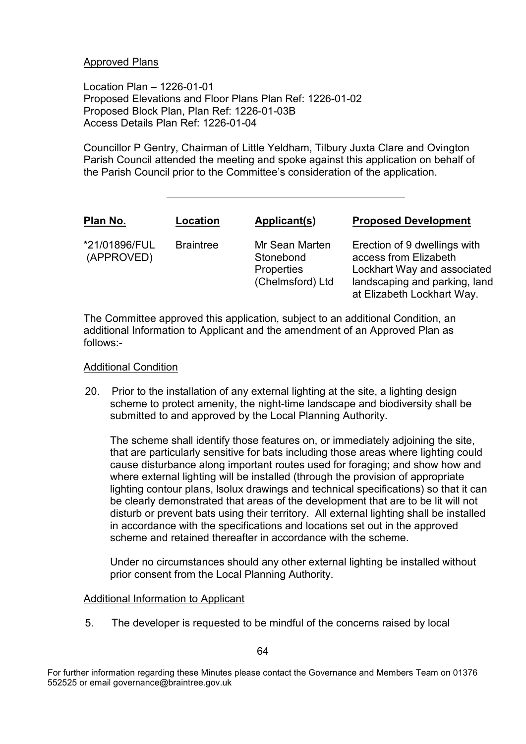Approved Plans

Location Plan – 1226-01-01
Proposed Elevations and Floor Plans Plan Ref: 1226-01-02
Proposed Block Plan, Plan Ref: 1226-01-03B
Access Details Plan Ref: 1226-01-04

Councillor P Gentry, Chairman of Little Yeldham, Tilbury Juxta Clare and Ovington Parish Council attended the meeting and spoke against this application on behalf of the Parish Council prior to the Committee's consideration of the application.

---

| **Plan No.** | **Location** | **Applicant(s)** | **Proposed Development** |
|---|---|---|---|
| *21/01896/FUL (APPROVED) | Braintree | Mr Sean Marten Stonebond Properties (Chelmsford) Ltd | Erection of 9 dwellings with access from Elizabeth Lockhart Way and associated landscaping and parking, land at Elizabeth Lockhart Way. |

The Committee approved this application, subject to an additional Condition, an additional Information to Applicant and the amendment of an Approved Plan as follows:-

Additional Condition

20. Prior to the installation of any external lighting at the site, a lighting design scheme to protect amenity, the night-time landscape and biodiversity shall be submitted to and approved by the Local Planning Authority.

    The scheme shall identify those features on, or immediately adjoining the site, that are particularly sensitive for bats including those areas where lighting could cause disturbance along important routes used for foraging; and show how and where external lighting will be installed (through the provision of appropriate lighting contour plans, Isolux drawings and technical specifications) so that it can be clearly demonstrated that areas of the development that are to be lit will not disturb or prevent bats using their territory. All external lighting shall be installed in accordance with the specifications and locations set out in the approved scheme and retained thereafter in accordance with the scheme.

    Under no circumstances should any other external lighting be installed without prior consent from the Local Planning Authority.

Additional Information to Applicant

5. The developer is requested to be mindful of the concerns raised by local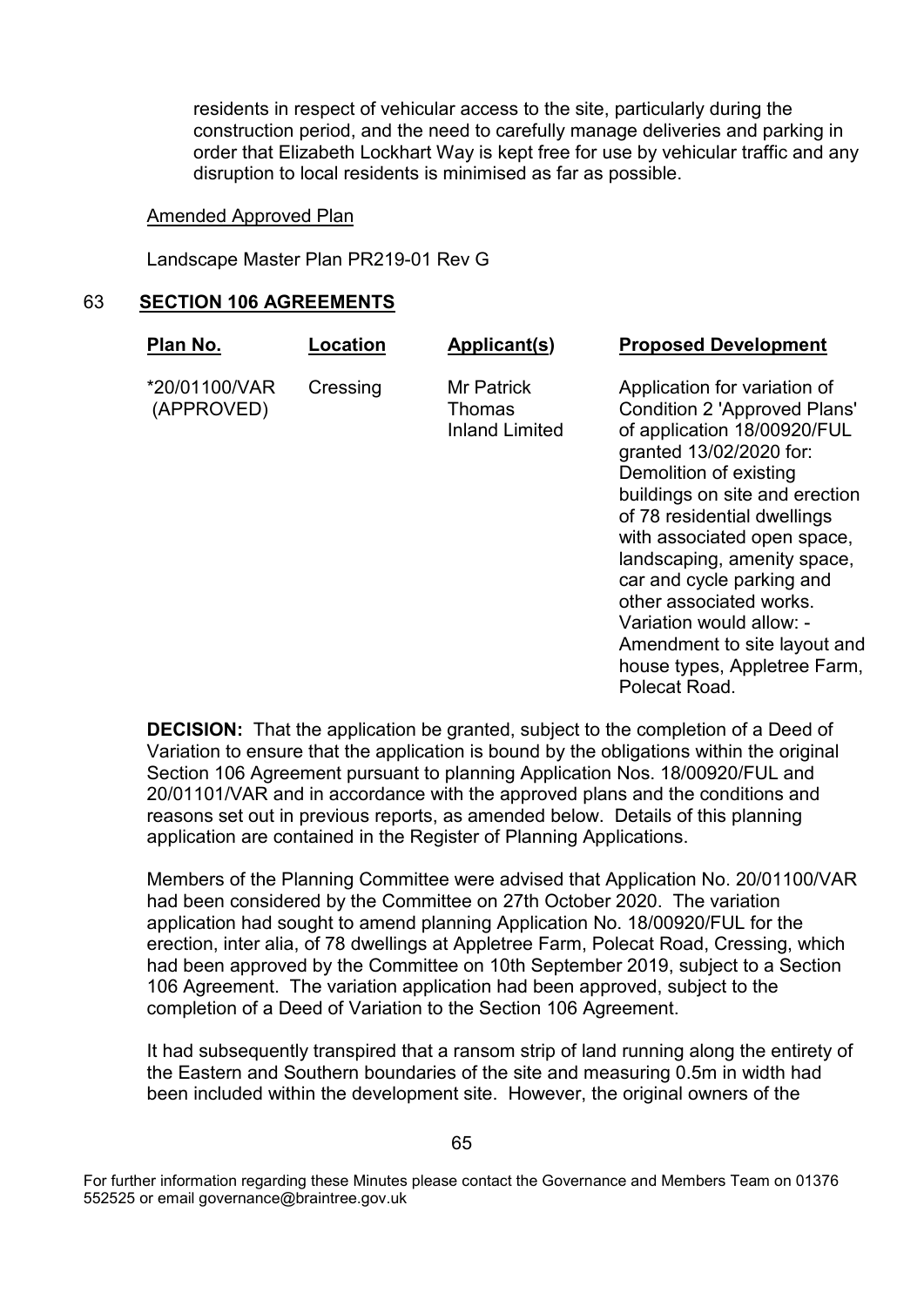residents in respect of vehicular access to the site, particularly during the construction period, and the need to carefully manage deliveries and parking in order that Elizabeth Lockhart Way is kept free for use by vehicular traffic and any disruption to local residents is minimised as far as possible.

Amended Approved Plan

Landscape Master Plan PR219-01 Rev G

## 63 SECTION 106 AGREEMENTS

| Plan No. | Location | Applicant(s) | Proposed Development |
|---|---|---|---|
| *20/01100/VAR (APPROVED) | Cressing | Mr Patrick Thomas Inland Limited | Application for variation of Condition 2 'Approved Plans' of application 18/00920/FUL granted 13/02/2020 for: Demolition of existing buildings on site and erection of 78 residential dwellings with associated open space, landscaping, amenity space, car and cycle parking and other associated works. Variation would allow: - Amendment to site layout and house types, Appletree Farm, Polecat Road. |

**DECISION:** That the application be granted, subject to the completion of a Deed of Variation to ensure that the application is bound by the obligations within the original Section 106 Agreement pursuant to planning Application Nos. 18/00920/FUL and 20/01101/VAR and in accordance with the approved plans and the conditions and reasons set out in previous reports, as amended below. Details of this planning application are contained in the Register of Planning Applications.

Members of the Planning Committee were advised that Application No. 20/01100/VAR had been considered by the Committee on 27th October 2020. The variation application had sought to amend planning Application No. 18/00920/FUL for the erection, inter alia, of 78 dwellings at Appletree Farm, Polecat Road, Cressing, which had been approved by the Committee on 10th September 2019, subject to a Section 106 Agreement. The variation application had been approved, subject to the completion of a Deed of Variation to the Section 106 Agreement.

It had subsequently transpired that a ransom strip of land running along the entirety of the Eastern and Southern boundaries of the site and measuring 0.5m in width had been included within the development site. However, the original owners of the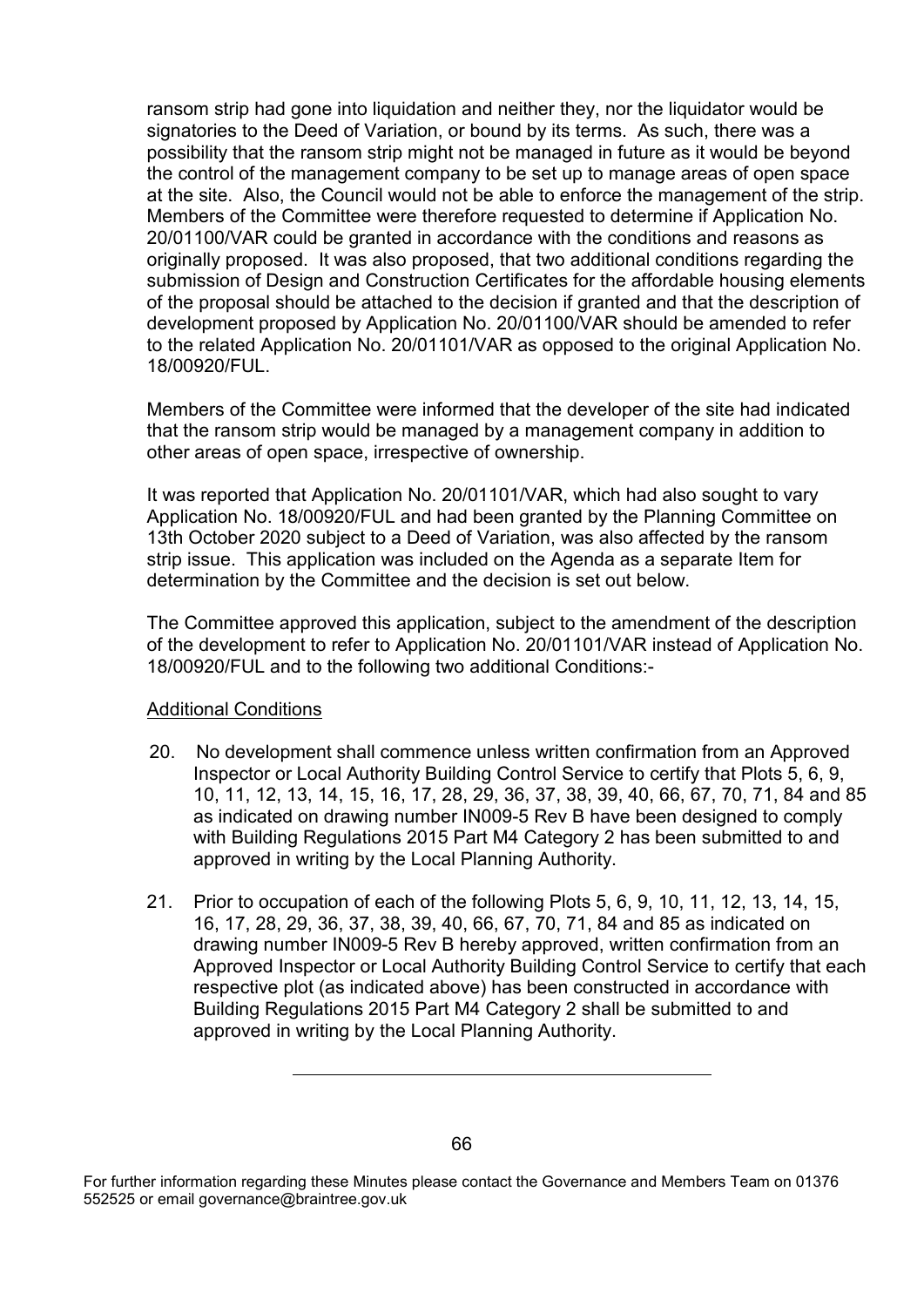ransom strip had gone into liquidation and neither they, nor the liquidator would be signatories to the Deed of Variation, or bound by its terms. As such, there was a possibility that the ransom strip might not be managed in future as it would be beyond the control of the management company to be set up to manage areas of open space at the site. Also, the Council would not be able to enforce the management of the strip. Members of the Committee were therefore requested to determine if Application No. 20/01100/VAR could be granted in accordance with the conditions and reasons as originally proposed. It was also proposed, that two additional conditions regarding the submission of Design and Construction Certificates for the affordable housing elements of the proposal should be attached to the decision if granted and that the description of development proposed by Application No. 20/01100/VAR should be amended to refer to the related Application No. 20/01101/VAR as opposed to the original Application No. 18/00920/FUL.

Members of the Committee were informed that the developer of the site had indicated that the ransom strip would be managed by a management company in addition to other areas of open space, irrespective of ownership.

It was reported that Application No. 20/01101/VAR, which had also sought to vary Application No. 18/00920/FUL and had been granted by the Planning Committee on 13th October 2020 subject to a Deed of Variation, was also affected by the ransom strip issue. This application was included on the Agenda as a separate Item for determination by the Committee and the decision is set out below.

The Committee approved this application, subject to the amendment of the description of the development to refer to Application No. 20/01101/VAR instead of Application No. 18/00920/FUL and to the following two additional Conditions:-

<u>Additional Conditions</u>

20. No development shall commence unless written confirmation from an Approved Inspector or Local Authority Building Control Service to certify that Plots 5, 6, 9, 10, 11, 12, 13, 14, 15, 16, 17, 28, 29, 36, 37, 38, 39, 40, 66, 67, 70, 71, 84 and 85 as indicated on drawing number IN009-5 Rev B have been designed to comply with Building Regulations 2015 Part M4 Category 2 has been submitted to and approved in writing by the Local Planning Authority.

21. Prior to occupation of each of the following Plots 5, 6, 9, 10, 11, 12, 13, 14, 15, 16, 17, 28, 29, 36, 37, 38, 39, 40, 66, 67, 70, 71, 84 and 85 as indicated on drawing number IN009-5 Rev B hereby approved, written confirmation from an Approved Inspector or Local Authority Building Control Service to certify that each respective plot (as indicated above) has been constructed in accordance with Building Regulations 2015 Part M4 Category 2 shall be submitted to and approved in writing by the Local Planning Authority.

---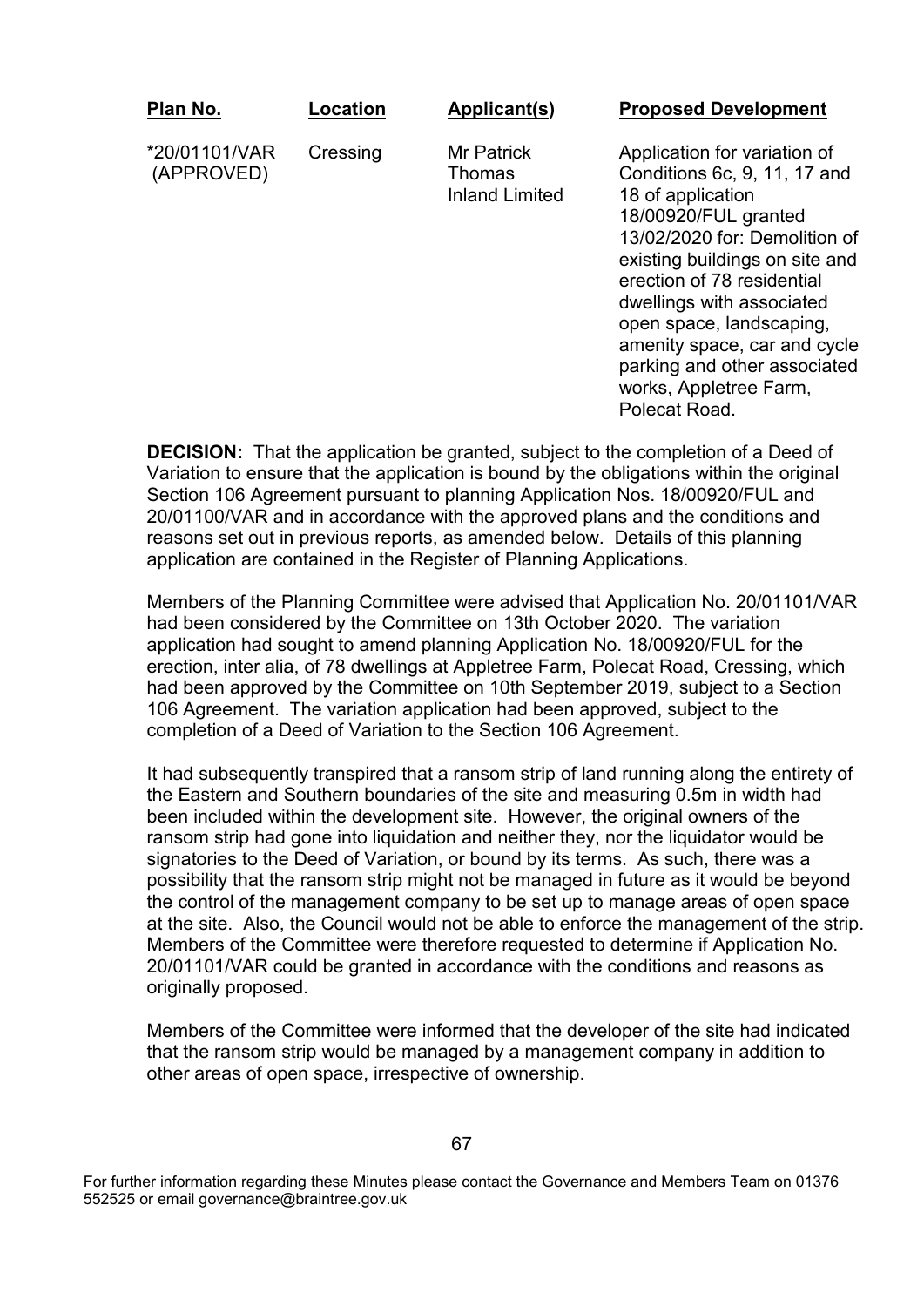| Plan No. | Location | Applicant(s) | Proposed Development |
|---|---|---|---|
| *20/01101/VAR (APPROVED) | Cressing | Mr Patrick Thomas Inland Limited | Application for variation of Conditions 6c, 9, 11, 17 and 18 of application 18/00920/FUL granted 13/02/2020 for: Demolition of existing buildings on site and erection of 78 residential dwellings with associated open space, landscaping, amenity space, car and cycle parking and other associated works, Appletree Farm, Polecat Road. |

**DECISION:** That the application be granted, subject to the completion of a Deed of Variation to ensure that the application is bound by the obligations within the original Section 106 Agreement pursuant to planning Application Nos. 18/00920/FUL and 20/01100/VAR and in accordance with the approved plans and the conditions and reasons set out in previous reports, as amended below. Details of this planning application are contained in the Register of Planning Applications.

Members of the Planning Committee were advised that Application No. 20/01101/VAR had been considered by the Committee on 13th October 2020. The variation application had sought to amend planning Application No. 18/00920/FUL for the erection, inter alia, of 78 dwellings at Appletree Farm, Polecat Road, Cressing, which had been approved by the Committee on 10th September 2019, subject to a Section 106 Agreement. The variation application had been approved, subject to the completion of a Deed of Variation to the Section 106 Agreement.

It had subsequently transpired that a ransom strip of land running along the entirety of the Eastern and Southern boundaries of the site and measuring 0.5m in width had been included within the development site. However, the original owners of the ransom strip had gone into liquidation and neither they, nor the liquidator would be signatories to the Deed of Variation, or bound by its terms. As such, there was a possibility that the ransom strip might not be managed in future as it would be beyond the control of the management company to be set up to manage areas of open space at the site. Also, the Council would not be able to enforce the management of the strip. Members of the Committee were therefore requested to determine if Application No. 20/01101/VAR could be granted in accordance with the conditions and reasons as originally proposed.

Members of the Committee were informed that the developer of the site had indicated that the ransom strip would be managed by a management company in addition to other areas of open space, irrespective of ownership.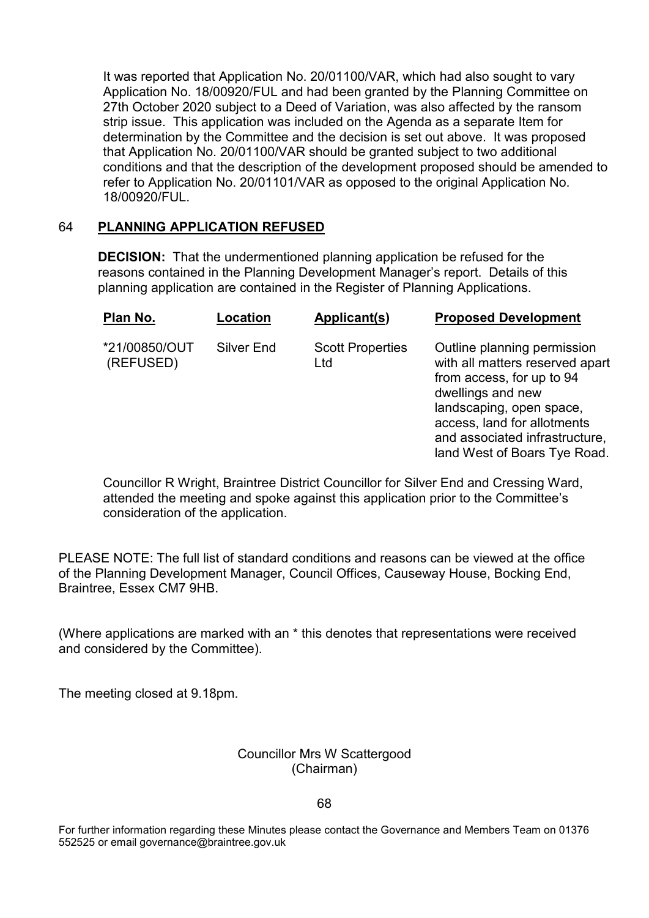It was reported that Application No. 20/01100/VAR, which had also sought to vary Application No. 18/00920/FUL and had been granted by the Planning Committee on 27th October 2020 subject to a Deed of Variation, was also affected by the ransom strip issue. This application was included on the Agenda as a separate Item for determination by the Committee and the decision is set out above. It was proposed that Application No. 20/01100/VAR should be granted subject to two additional conditions and that the description of the development proposed should be amended to refer to Application No. 20/01101/VAR as opposed to the original Application No. 18/00920/FUL.

## 64 PLANNING APPLICATION REFUSED

**DECISION:** That the undermentioned planning application be refused for the reasons contained in the Planning Development Manager's report. Details of this planning application are contained in the Register of Planning Applications.

| Plan No. | Location | Applicant(s) | Proposed Development |
|---|---|---|---|
| *21/00850/OUT (REFUSED) | Silver End | Scott Properties Ltd | Outline planning permission with all matters reserved apart from access, for up to 94 dwellings and new landscaping, open space, access, land for allotments and associated infrastructure, land West of Boars Tye Road. |

Councillor R Wright, Braintree District Councillor for Silver End and Cressing Ward, attended the meeting and spoke against this application prior to the Committee's consideration of the application.

PLEASE NOTE: The full list of standard conditions and reasons can be viewed at the office of the Planning Development Manager, Council Offices, Causeway House, Bocking End, Braintree, Essex CM7 9HB.

(Where applications are marked with an * this denotes that representations were received and considered by the Committee).

The meeting closed at 9.18pm.

Councillor Mrs W Scattergood
(Chairman)

For further information regarding these Minutes please contact the Governance and Members Team on 01376 552525 or email governance@braintree.gov.uk